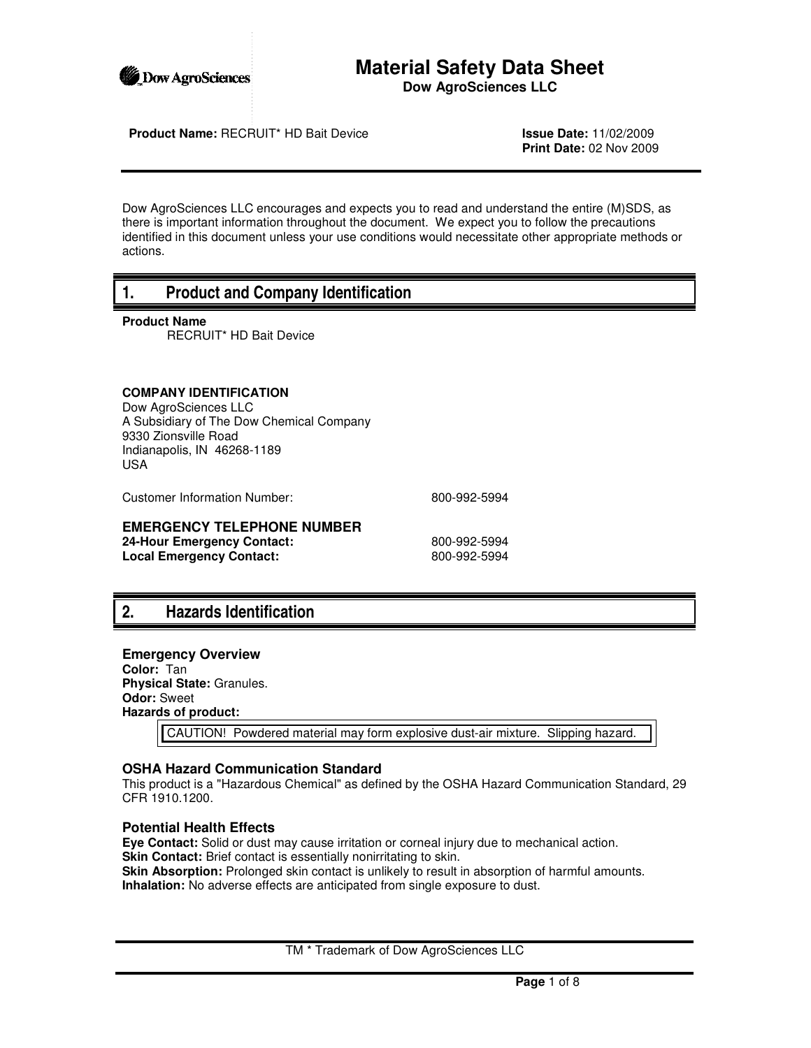# Material Safety Data Sheet

**Dow AgroSciences LLC**

**Product Name:** RECRUIT* HD Bait Device

**Issue Date:** 11/02/2009
**Print Date:** 02 Nov 2009

Dow AgroSciences LLC encourages and expects you to read and understand the entire (M)SDS, as there is important information throughout the document. We expect you to follow the precautions identified in this document unless your use conditions would necessitate other appropriate methods or actions.

## 1. Product and Company Identification

**Product Name**

RECRUIT* HD Bait Device

**COMPANY IDENTIFICATION**

Dow AgroSciences LLC
A Subsidiary of The Dow Chemical Company
9330 Zionsville Road
Indianapolis, IN 46268-1189
USA

Customer Information Number: 800-992-5994

**EMERGENCY TELEPHONE NUMBER**

**24-Hour Emergency Contact:** 800-992-5994
**Local Emergency Contact:** 800-992-5994

## 2. Hazards Identification

### Emergency Overview

**Color:** Tan
**Physical State:** Granules.
**Odor:** Sweet
**Hazards of product:**

CAUTION! Powdered material may form explosive dust-air mixture. Slipping hazard.

### OSHA Hazard Communication Standard

This product is a "Hazardous Chemical" as defined by the OSHA Hazard Communication Standard, 29 CFR 1910.1200.

### Potential Health Effects

**Eye Contact:** Solid or dust may cause irritation or corneal injury due to mechanical action.
**Skin Contact:** Brief contact is essentially nonirritating to skin.
**Skin Absorption:** Prolonged skin contact is unlikely to result in absorption of harmful amounts.
**Inhalation:** No adverse effects are anticipated from single exposure to dust.

TM * Trademark of Dow AgroSciences LLC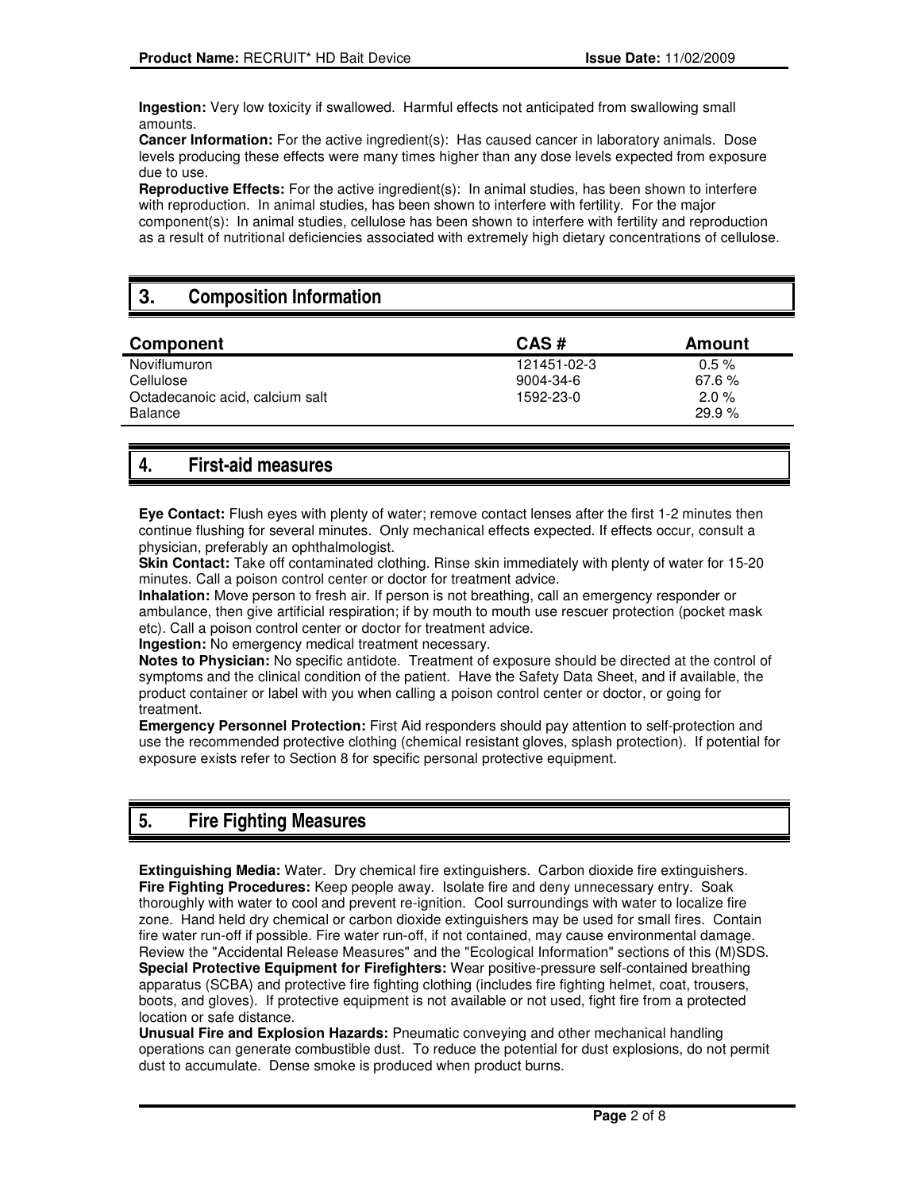**Ingestion:** Very low toxicity if swallowed. Harmful effects not anticipated from swallowing small amounts.
**Cancer Information:** For the active ingredient(s): Has caused cancer in laboratory animals. Dose levels producing these effects were many times higher than any dose levels expected from exposure due to use.
**Reproductive Effects:** For the active ingredient(s): In animal studies, has been shown to interfere with reproduction. In animal studies, has been shown to interfere with fertility. For the major component(s): In animal studies, cellulose has been shown to interfere with fertility and reproduction as a result of nutritional deficiencies associated with extremely high dietary concentrations of cellulose.

## 3. Composition Information

| Component | CAS # | Amount |
|---|---|---|
| Noviflumuron | 121451-02-3 | 0.5 % |
| Cellulose | 9004-34-6 | 67.6 % |
| Octadecanoic acid, calcium salt | 1592-23-0 | 2.0 % |
| Balance | | 29.9 % |

## 4. First-aid measures

**Eye Contact:** Flush eyes with plenty of water; remove contact lenses after the first 1-2 minutes then continue flushing for several minutes. Only mechanical effects expected. If effects occur, consult a physician, preferably an ophthalmologist.
**Skin Contact:** Take off contaminated clothing. Rinse skin immediately with plenty of water for 15-20 minutes. Call a poison control center or doctor for treatment advice.
**Inhalation:** Move person to fresh air. If person is not breathing, call an emergency responder or ambulance, then give artificial respiration; if by mouth to mouth use rescuer protection (pocket mask etc). Call a poison control center or doctor for treatment advice.
**Ingestion:** No emergency medical treatment necessary.
**Notes to Physician:** No specific antidote. Treatment of exposure should be directed at the control of symptoms and the clinical condition of the patient. Have the Safety Data Sheet, and if available, the product container or label with you when calling a poison control center or doctor, or going for treatment.
**Emergency Personnel Protection:** First Aid responders should pay attention to self-protection and use the recommended protective clothing (chemical resistant gloves, splash protection). If potential for exposure exists refer to Section 8 for specific personal protective equipment.

## 5. Fire Fighting Measures

**Extinguishing Media:** Water. Dry chemical fire extinguishers. Carbon dioxide fire extinguishers.
**Fire Fighting Procedures:** Keep people away. Isolate fire and deny unnecessary entry. Soak thoroughly with water to cool and prevent re-ignition. Cool surroundings with water to localize fire zone. Hand held dry chemical or carbon dioxide extinguishers may be used for small fires. Contain fire water run-off if possible. Fire water run-off, if not contained, may cause environmental damage. Review the "Accidental Release Measures" and the "Ecological Information" sections of this (M)SDS.
**Special Protective Equipment for Firefighters:** Wear positive-pressure self-contained breathing apparatus (SCBA) and protective fire fighting clothing (includes fire fighting helmet, coat, trousers, boots, and gloves). If protective equipment is not available or not used, fight fire from a protected location or safe distance.
**Unusual Fire and Explosion Hazards:** Pneumatic conveying and other mechanical handling operations can generate combustible dust. To reduce the potential for dust explosions, do not permit dust to accumulate. Dense smoke is produced when product burns.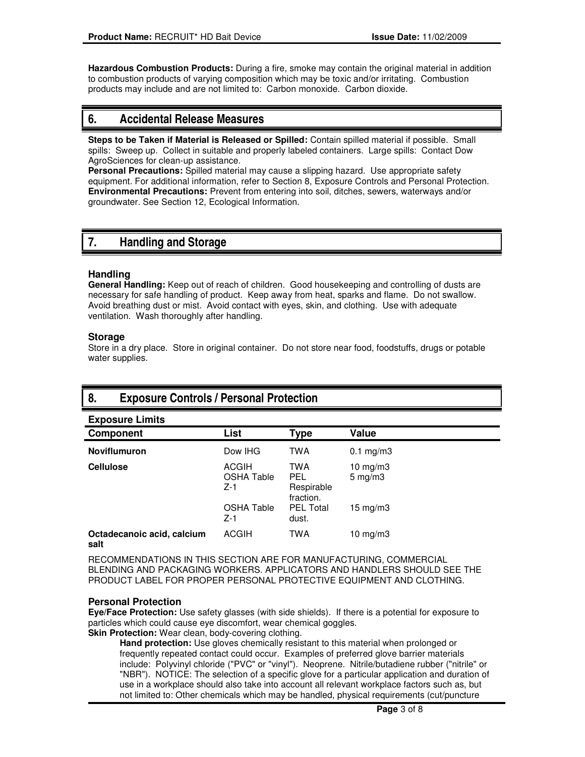**Hazardous Combustion Products:** During a fire, smoke may contain the original material in addition to combustion products of varying composition which may be toxic and/or irritating. Combustion products may include and are not limited to: Carbon monoxide. Carbon dioxide.

## 6. Accidental Release Measures

**Steps to be Taken if Material is Released or Spilled:** Contain spilled material if possible. Small spills: Sweep up. Collect in suitable and properly labeled containers. Large spills: Contact Dow AgroSciences for clean-up assistance.
**Personal Precautions:** Spilled material may cause a slipping hazard. Use appropriate safety equipment. For additional information, refer to Section 8, Exposure Controls and Personal Protection.
**Environmental Precautions:** Prevent from entering into soil, ditches, sewers, waterways and/or groundwater. See Section 12, Ecological Information.

## 7. Handling and Storage

### Handling

**General Handling:** Keep out of reach of children. Good housekeeping and controlling of dusts are necessary for safe handling of product. Keep away from heat, sparks and flame. Do not swallow. Avoid breathing dust or mist. Avoid contact with eyes, skin, and clothing. Use with adequate ventilation. Wash thoroughly after handling.

### Storage

Store in a dry place. Store in original container. Do not store near food, foodstuffs, drugs or potable water supplies.

## 8. Exposure Controls / Personal Protection

### Exposure Limits

| Component | List | Type | Value |
|---|---|---|---|
| **Noviflumuron** | Dow IHG | TWA | 0.1 mg/m3 |
| **Cellulose** | ACGIH | TWA | 10 mg/m3 |
| | OSHA Table Z-1 | PEL Respirable fraction. | 5 mg/m3 |
| | OSHA Table Z-1 | PEL Total dust. | 15 mg/m3 |
| **Octadecanoic acid, calcium salt** | ACGIH | TWA | 10 mg/m3 |

RECOMMENDATIONS IN THIS SECTION ARE FOR MANUFACTURING, COMMERCIAL BLENDING AND PACKAGING WORKERS. APPLICATORS AND HANDLERS SHOULD SEE THE PRODUCT LABEL FOR PROPER PERSONAL PROTECTIVE EQUIPMENT AND CLOTHING.

### Personal Protection

**Eye/Face Protection:** Use safety glasses (with side shields). If there is a potential for exposure to particles which could cause eye discomfort, wear chemical goggles.
**Skin Protection:** Wear clean, body-covering clothing.

**Hand protection:** Use gloves chemically resistant to this material when prolonged or frequently repeated contact could occur. Examples of preferred glove barrier materials include: Polyvinyl chloride ("PVC" or "vinyl"). Neoprene. Nitrile/butadiene rubber ("nitrile" or "NBR"). NOTICE: The selection of a specific glove for a particular application and duration of use in a workplace should also take into account all relevant workplace factors such as, but not limited to: Other chemicals which may be handled, physical requirements (cut/puncture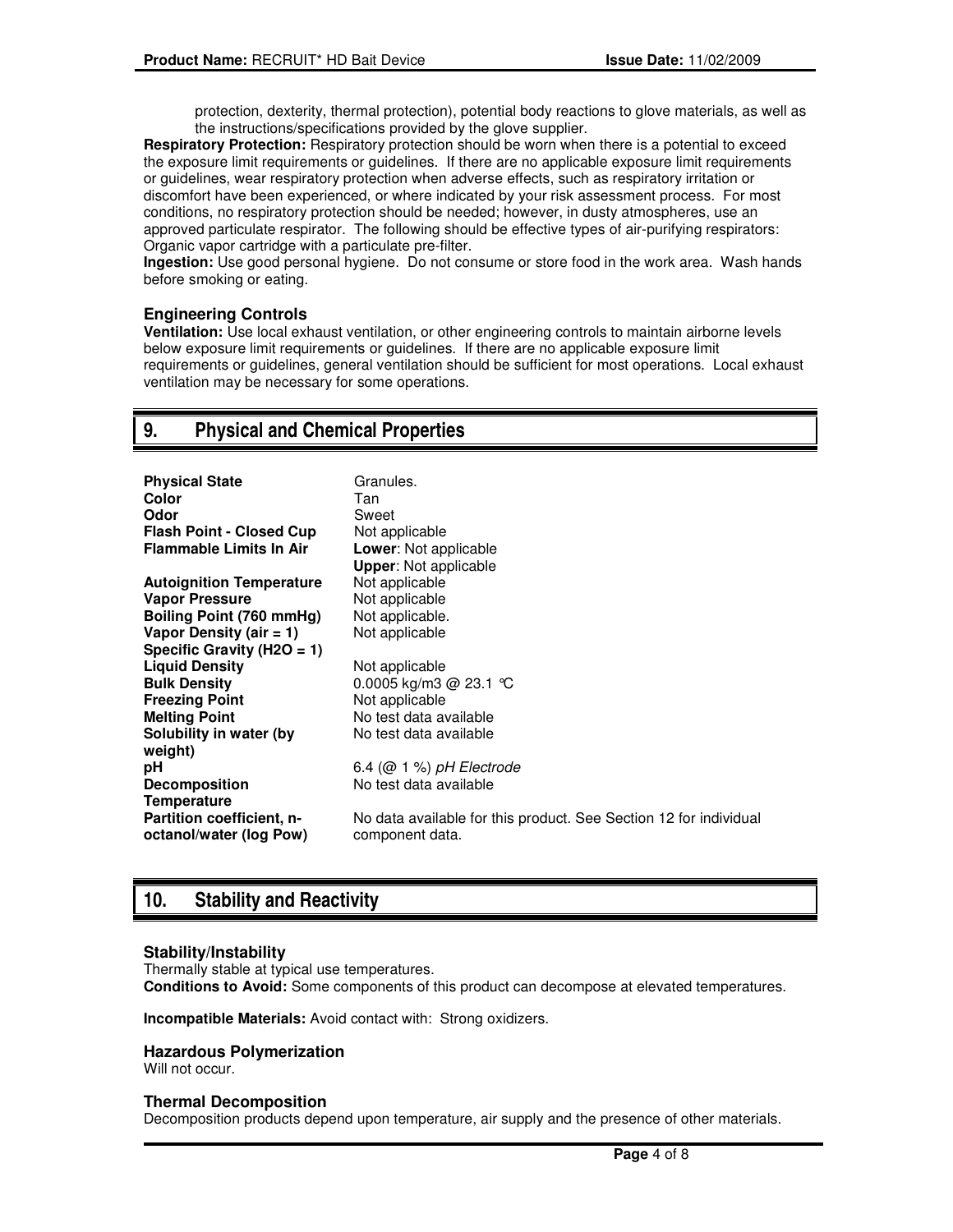protection, dexterity, thermal protection), potential body reactions to glove materials, as well as the instructions/specifications provided by the glove supplier.

**Respiratory Protection:** Respiratory protection should be worn when there is a potential to exceed the exposure limit requirements or guidelines. If there are no applicable exposure limit requirements or guidelines, wear respiratory protection when adverse effects, such as respiratory irritation or discomfort have been experienced, or where indicated by your risk assessment process. For most conditions, no respiratory protection should be needed; however, in dusty atmospheres, use an approved particulate respirator. The following should be effective types of air-purifying respirators: Organic vapor cartridge with a particulate pre-filter.

**Ingestion:** Use good personal hygiene. Do not consume or store food in the work area. Wash hands before smoking or eating.

### Engineering Controls

**Ventilation:** Use local exhaust ventilation, or other engineering controls to maintain airborne levels below exposure limit requirements or guidelines. If there are no applicable exposure limit requirements or guidelines, general ventilation should be sufficient for most operations. Local exhaust ventilation may be necessary for some operations.

## 9. Physical and Chemical Properties

| | |
|---|---|
| **Physical State** | Granules. |
| **Color** | Tan |
| **Odor** | Sweet |
| **Flash Point - Closed Cup** | Not applicable |
| **Flammable Limits In Air** | **Lower**: Not applicable<br>**Upper**: Not applicable |
| **Autoignition Temperature** | Not applicable |
| **Vapor Pressure** | Not applicable |
| **Boiling Point (760 mmHg)** | Not applicable. |
| **Vapor Density (air = 1)** | Not applicable |
| **Specific Gravity ($H_2O$ = 1)** | |
| **Liquid Density** | Not applicable |
| **Bulk Density** | 0.0005 kg/m3 @ 23.1 °C |
| **Freezing Point** | Not applicable |
| **Melting Point** | No test data available |
| **Solubility in water (by weight)** | No test data available |
| **pH** | 6.4 (@ 1 %) *pH Electrode* |
| **Decomposition Temperature** | No test data available |
| **Partition coefficient, n-octanol/water (log Pow)** | No data available for this product. See Section 12 for individual component data. |

## 10. Stability and Reactivity

### Stability/Instability

Thermally stable at typical use temperatures.

**Conditions to Avoid:** Some components of this product can decompose at elevated temperatures.

**Incompatible Materials:** Avoid contact with: Strong oxidizers.

### Hazardous Polymerization

Will not occur.

### Thermal Decomposition

Decomposition products depend upon temperature, air supply and the presence of other materials.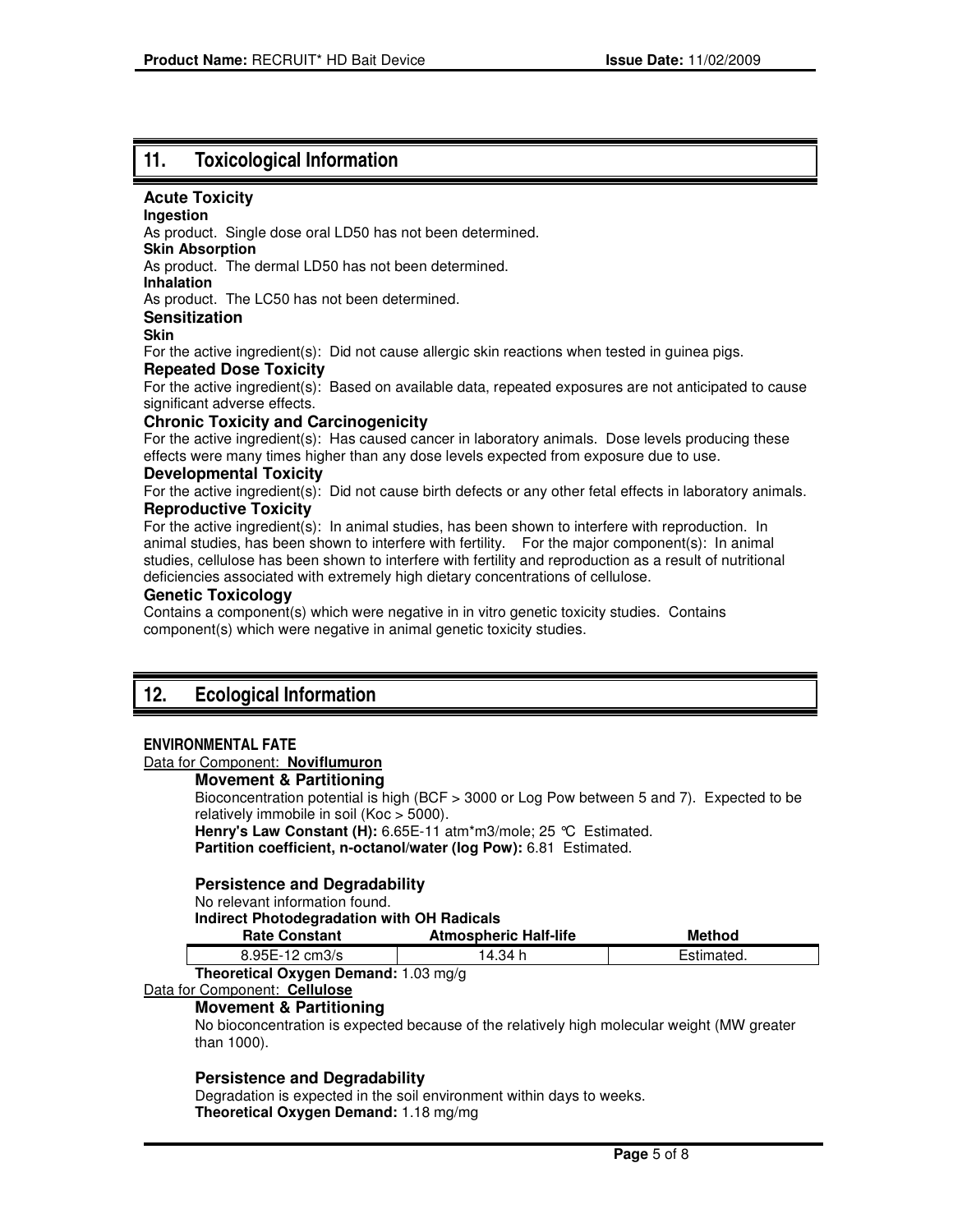## 11. Toxicological Information

### Acute Toxicity

**Ingestion**

As product. Single dose oral LD50 has not been determined.

**Skin Absorption**

As product. The dermal LD50 has not been determined.

**Inhalation**

As product. The LC50 has not been determined.

### Sensitization

**Skin**

For the active ingredient(s): Did not cause allergic skin reactions when tested in guinea pigs.

### Repeated Dose Toxicity

For the active ingredient(s): Based on available data, repeated exposures are not anticipated to cause significant adverse effects.

### Chronic Toxicity and Carcinogenicity

For the active ingredient(s): Has caused cancer in laboratory animals. Dose levels producing these effects were many times higher than any dose levels expected from exposure due to use.

### Developmental Toxicity

For the active ingredient(s): Did not cause birth defects or any other fetal effects in laboratory animals.

### Reproductive Toxicity

For the active ingredient(s): In animal studies, has been shown to interfere with reproduction. In animal studies, has been shown to interfere with fertility. For the major component(s): In animal studies, cellulose has been shown to interfere with fertility and reproduction as a result of nutritional deficiencies associated with extremely high dietary concentrations of cellulose.

### Genetic Toxicology

Contains a component(s) which were negative in in vitro genetic toxicity studies. Contains component(s) which were negative in animal genetic toxicity studies.

## 12. Ecological Information

**ENVIRONMENTAL FATE**

Data for Component: **Noviflumuron**

**Movement & Partitioning**

Bioconcentration potential is high (BCF > 3000 or Log Pow between 5 and 7). Expected to be relatively immobile in soil (Koc > 5000).

**Henry's Law Constant (H):** 6.65E-11 atm*m3/mole; 25 °C Estimated.

**Partition coefficient, n-octanol/water (log Pow):** 6.81 Estimated.

**Persistence and Degradability**

No relevant information found.

**Indirect Photodegradation with OH Radicals**

| Rate Constant | Atmospheric Half-life | Method |
|---|---|---|
| 8.95E-12 cm3/s | 14.34 h | Estimated. |

**Theoretical Oxygen Demand:** 1.03 mg/g

Data for Component: **Cellulose**

**Movement & Partitioning**

No bioconcentration is expected because of the relatively high molecular weight (MW greater than 1000).

**Persistence and Degradability**

Degradation is expected in the soil environment within days to weeks.

**Theoretical Oxygen Demand:** 1.18 mg/mg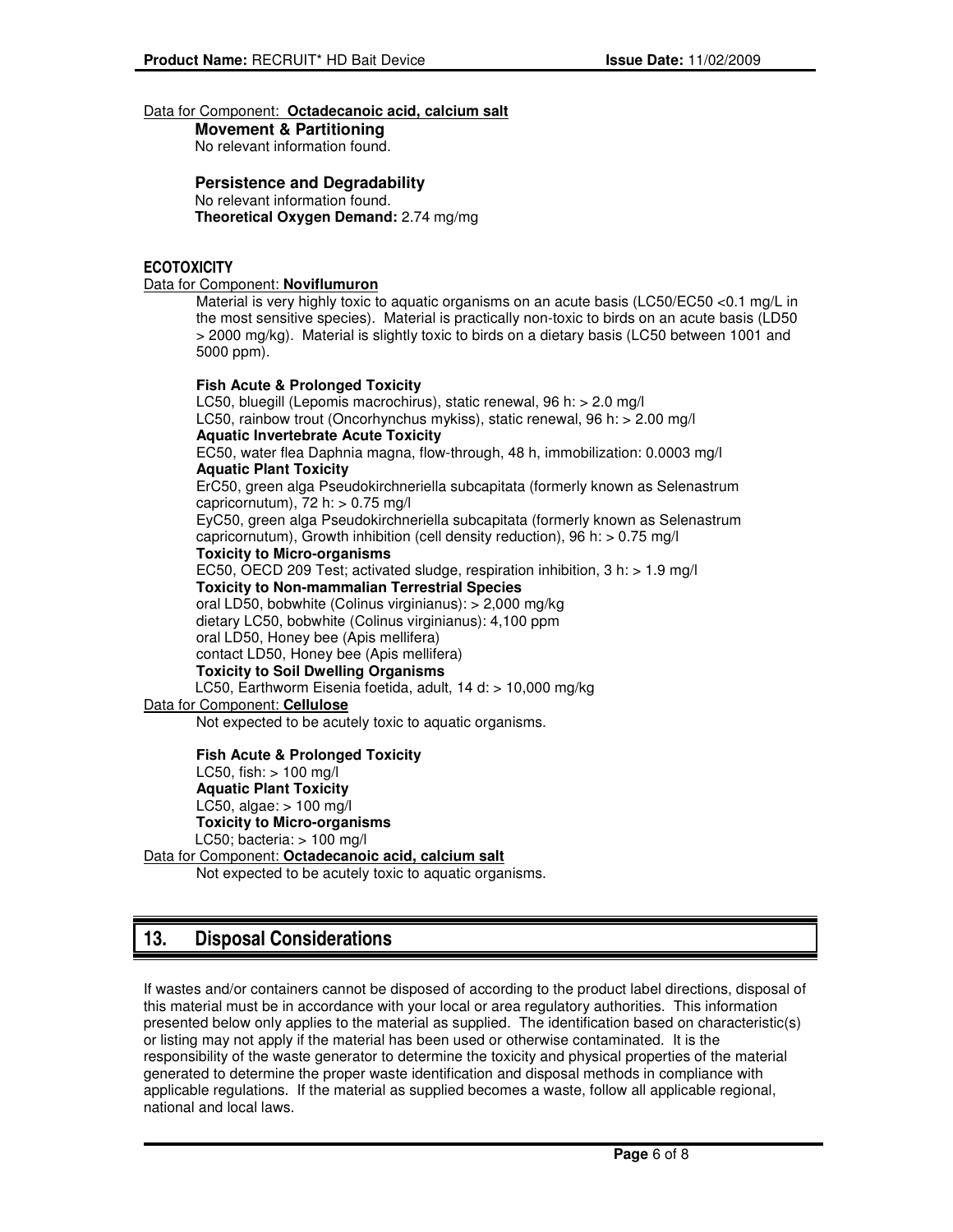Data for Component: **Octadecanoic acid, calcium salt**

**Movement & Partitioning**

No relevant information found.

**Persistence and Degradability**

No relevant information found.

**Theoretical Oxygen Demand:** 2.74 mg/mg

## ECOTOXICITY

Data for Component: **Noviflumuron**

Material is very highly toxic to aquatic organisms on an acute basis (LC50/EC50 <0.1 mg/L in the most sensitive species). Material is practically non-toxic to birds on an acute basis (LD50 > 2000 mg/kg). Material is slightly toxic to birds on a dietary basis (LC50 between 1001 and 5000 ppm).

**Fish Acute & Prolonged Toxicity**

LC50, bluegill (Lepomis macrochirus), static renewal, 96 h: > 2.0 mg/l
LC50, rainbow trout (Oncorhynchus mykiss), static renewal, 96 h: > 2.00 mg/l

**Aquatic Invertebrate Acute Toxicity**

EC50, water flea Daphnia magna, flow-through, 48 h, immobilization: 0.0003 mg/l

**Aquatic Plant Toxicity**

ErC50, green alga Pseudokirchneriella subcapitata (formerly known as Selenastrum capricornutum), 72 h: > 0.75 mg/l
EyC50, green alga Pseudokirchneriella subcapitata (formerly known as Selenastrum capricornutum), Growth inhibition (cell density reduction), 96 h: > 0.75 mg/l

**Toxicity to Micro-organisms**

EC50, OECD 209 Test; activated sludge, respiration inhibition, 3 h: > 1.9 mg/l

**Toxicity to Non-mammalian Terrestrial Species**

oral LD50, bobwhite (Colinus virginianus): > 2,000 mg/kg
dietary LC50, bobwhite (Colinus virginianus): 4,100 ppm
oral LD50, Honey bee (Apis mellifera)
contact LD50, Honey bee (Apis mellifera)

**Toxicity to Soil Dwelling Organisms**

LC50, Earthworm Eisenia foetida, adult, 14 d: > 10,000 mg/kg

Data for Component: **Cellulose**

Not expected to be acutely toxic to aquatic organisms.

**Fish Acute & Prolonged Toxicity**

LC50, fish: > 100 mg/l

**Aquatic Plant Toxicity**

LC50, algae: > 100 mg/l

**Toxicity to Micro-organisms**

LC50; bacteria: > 100 mg/l

Data for Component: **Octadecanoic acid, calcium salt**

Not expected to be acutely toxic to aquatic organisms.

# 13. Disposal Considerations

If wastes and/or containers cannot be disposed of according to the product label directions, disposal of this material must be in accordance with your local or area regulatory authorities. This information presented below only applies to the material as supplied. The identification based on characteristic(s) or listing may not apply if the material has been used or otherwise contaminated. It is the responsibility of the waste generator to determine the toxicity and physical properties of the material generated to determine the proper waste identification and disposal methods in compliance with applicable regulations. If the material as supplied becomes a waste, follow all applicable regional, national and local laws.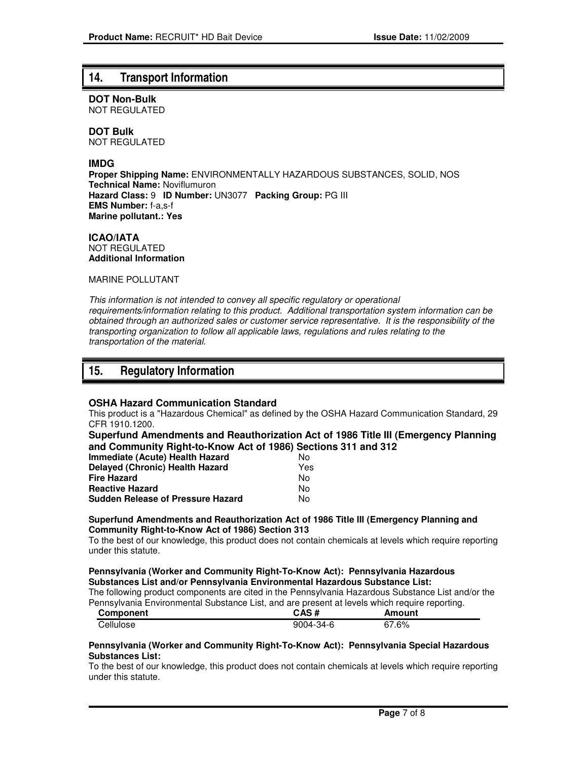## 14. Transport Information

**DOT Non-Bulk**
NOT REGULATED

**DOT Bulk**
NOT REGULATED

**IMDG**
**Proper Shipping Name:** ENVIRONMENTALLY HAZARDOUS SUBSTANCES, SOLID, NOS
**Technical Name:** Noviflumuron
**Hazard Class:** 9 **ID Number:** UN3077 **Packing Group:** PG III
**EMS Number:** f-a,s-f
**Marine pollutant.: Yes**

**ICAO/IATA**
NOT REGULATED
**Additional Information**

MARINE POLLUTANT

*This information is not intended to convey all specific regulatory or operational requirements/information relating to this product. Additional transportation system information can be obtained through an authorized sales or customer service representative. It is the responsibility of the transporting organization to follow all applicable laws, regulations and rules relating to the transportation of the material.*

## 15. Regulatory Information

**OSHA Hazard Communication Standard**
This product is a "Hazardous Chemical" as defined by the OSHA Hazard Communication Standard, 29 CFR 1910.1200.

**Superfund Amendments and Reauthorization Act of 1986 Title III (Emergency Planning and Community Right-to-Know Act of 1986) Sections 311 and 312**

| | |
|---|---|
| **Immediate (Acute) Health Hazard** | No |
| **Delayed (Chronic) Health Hazard** | Yes |
| **Fire Hazard** | No |
| **Reactive Hazard** | No |
| **Sudden Release of Pressure Hazard** | No |

**Superfund Amendments and Reauthorization Act of 1986 Title III (Emergency Planning and Community Right-to-Know Act of 1986) Section 313**
To the best of our knowledge, this product does not contain chemicals at levels which require reporting under this statute.

**Pennsylvania (Worker and Community Right-To-Know Act): Pennsylvania Hazardous Substances List and/or Pennsylvania Environmental Hazardous Substance List:**
The following product components are cited in the Pennsylvania Hazardous Substance List and/or the Pennsylvania Environmental Substance List, and are present at levels which require reporting.

| Component | CAS # | Amount |
|---|---|---|
| Cellulose | 9004-34-6 | 67.6% |

**Pennsylvania (Worker and Community Right-To-Know Act): Pennsylvania Special Hazardous Substances List:**
To the best of our knowledge, this product does not contain chemicals at levels which require reporting under this statute.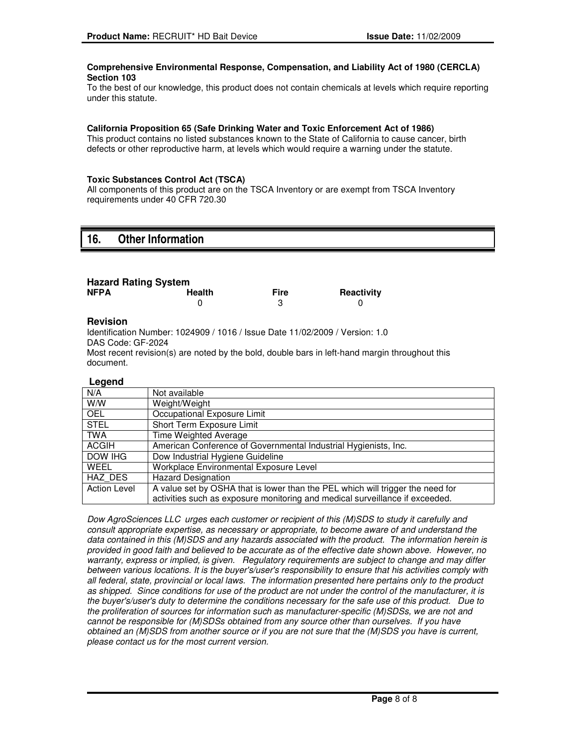**Comprehensive Environmental Response, Compensation, and Liability Act of 1980 (CERCLA) Section 103**

To the best of our knowledge, this product does not contain chemicals at levels which require reporting under this statute.

**California Proposition 65 (Safe Drinking Water and Toxic Enforcement Act of 1986)**

This product contains no listed substances known to the State of California to cause cancer, birth defects or other reproductive harm, at levels which would require a warning under the statute.

**Toxic Substances Control Act (TSCA)**

All components of this product are on the TSCA Inventory or are exempt from TSCA Inventory requirements under 40 CFR 720.30

## 16. Other Information

### Hazard Rating System

| NFPA | Health | Fire | Reactivity |
|---|---|---|---|
| | 0 | 3 | 0 |

### Revision

Identification Number: 1024909 / 1016 / Issue Date 11/02/2009 / Version: 1.0
DAS Code: GF-2024
Most recent revision(s) are noted by the bold, double bars in left-hand margin throughout this document.

### Legend

| | |
|---|---|
| N/A | Not available |
| W/W | Weight/Weight |
| OEL | Occupational Exposure Limit |
| STEL | Short Term Exposure Limit |
| TWA | Time Weighted Average |
| ACGIH | American Conference of Governmental Industrial Hygienists, Inc. |
| DOW IHG | Dow Industrial Hygiene Guideline |
| WEEL | Workplace Environmental Exposure Level |
| HAZ_DES | Hazard Designation |
| Action Level | A value set by OSHA that is lower than the PEL which will trigger the need for activities such as exposure monitoring and medical surveillance if exceeded. |

*Dow AgroSciences LLC urges each customer or recipient of this (M)SDS to study it carefully and consult appropriate expertise, as necessary or appropriate, to become aware of and understand the data contained in this (M)SDS and any hazards associated with the product. The information herein is provided in good faith and believed to be accurate as of the effective date shown above. However, no warranty, express or implied, is given. Regulatory requirements are subject to change and may differ between various locations. It is the buyer's/user's responsibility to ensure that his activities comply with all federal, state, provincial or local laws. The information presented here pertains only to the product as shipped. Since conditions for use of the product are not under the control of the manufacturer, it is the buyer's/user's duty to determine the conditions necessary for the safe use of this product. Due to the proliferation of sources for information such as manufacturer-specific (M)SDSs, we are not and cannot be responsible for (M)SDSs obtained from any source other than ourselves. If you have obtained an (M)SDS from another source or if you are not sure that the (M)SDS you have is current, please contact us for the most current version.*